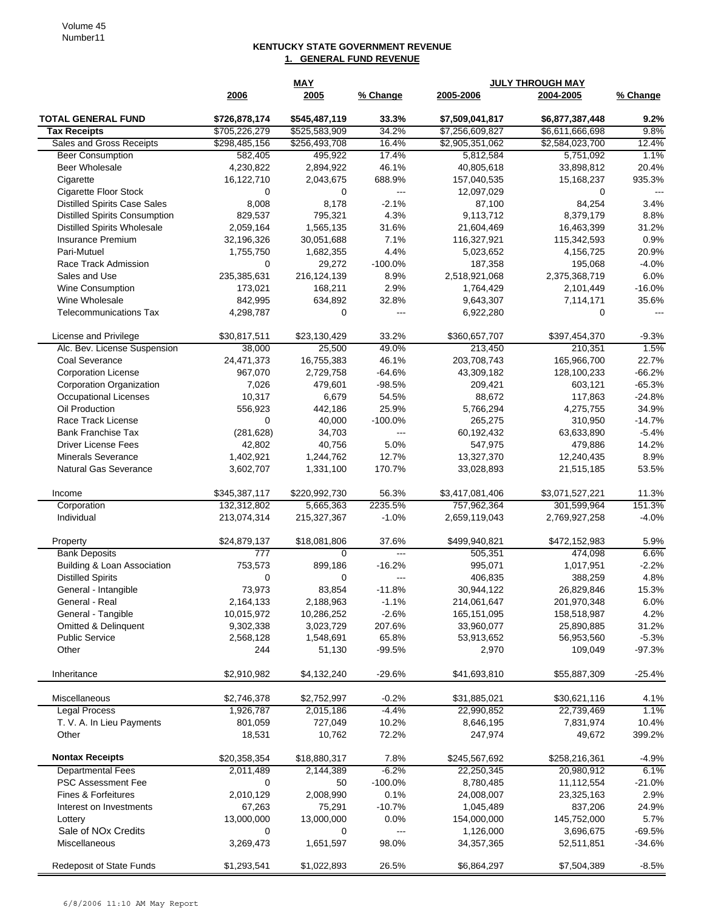Volume 45
Number11

# KENTUCKY STATE GOVERNMENT REVENUE

## 1. GENERAL FUND REVENUE

| | MAY | | | JULY THROUGH MAY | | |
|---|---|---|---|---|---|---|
| | 2006 | 2005 | % Change | 2005-2006 | 2004-2005 | % Change |
| **TOTAL GENERAL FUND** | **$726,878,174** | **$545,487,119** | **33.3%** | **$7,509,041,817** | **$6,877,387,448** | **9.2%** |
| **Tax Receipts** | $705,226,279 | $525,583,909 | 34.2% | $7,256,609,827 | $6,611,666,698 | 9.8% |
| Sales and Gross Receipts | $298,485,156 | $256,493,708 | 16.4% | $2,905,351,062 | $2,584,023,700 | 12.4% |
| Beer Consumption | 582,405 | 495,922 | 17.4% | 5,812,584 | 5,751,092 | 1.1% |
| Beer Wholesale | 4,230,822 | 2,894,922 | 46.1% | 40,805,618 | 33,898,812 | 20.4% |
| Cigarette | 16,122,710 | 2,043,675 | 688.9% | 157,040,535 | 15,168,237 | 935.3% |
| Cigarette Floor Stock | 0 | 0 | --- | 12,097,029 | 0 | --- |
| Distilled Spirits Case Sales | 8,008 | 8,178 | -2.1% | 87,100 | 84,254 | 3.4% |
| Distilled Spirits Consumption | 829,537 | 795,321 | 4.3% | 9,113,712 | 8,379,179 | 8.8% |
| Distilled Spirits Wholesale | 2,059,164 | 1,565,135 | 31.6% | 21,604,469 | 16,463,399 | 31.2% |
| Insurance Premium | 32,196,326 | 30,051,688 | 7.1% | 116,327,921 | 115,342,593 | 0.9% |
| Pari-Mutuel | 1,755,750 | 1,682,355 | 4.4% | 5,023,652 | 4,156,725 | 20.9% |
| Race Track Admission | 0 | 29,272 | -100.0% | 187,358 | 195,068 | -4.0% |
| Sales and Use | 235,385,631 | 216,124,139 | 8.9% | 2,518,921,068 | 2,375,368,719 | 6.0% |
| Wine Consumption | 173,021 | 168,211 | 2.9% | 1,764,429 | 2,101,449 | -16.0% |
| Wine Wholesale | 842,995 | 634,892 | 32.8% | 9,643,307 | 7,114,171 | 35.6% |
| Telecommunications Tax | 4,298,787 | 0 | --- | 6,922,280 | 0 | --- |
| License and Privilege | $30,817,511 | $23,130,429 | 33.2% | $360,657,707 | $397,454,370 | -9.3% |
| Alc. Bev. License Suspension | 38,000 | 25,500 | 49.0% | 213,450 | 210,351 | 1.5% |
| Coal Severance | 24,471,373 | 16,755,383 | 46.1% | 203,708,743 | 165,966,700 | 22.7% |
| Corporation License | 967,070 | 2,729,758 | -64.6% | 43,309,182 | 128,100,233 | -66.2% |
| Corporation Organization | 7,026 | 479,601 | -98.5% | 209,421 | 603,121 | -65.3% |
| Occupational Licenses | 10,317 | 6,679 | 54.5% | 88,672 | 117,863 | -24.8% |
| Oil Production | 556,923 | 442,186 | 25.9% | 5,766,294 | 4,275,755 | 34.9% |
| Race Track License | 0 | 40,000 | -100.0% | 265,275 | 310,950 | -14.7% |
| Bank Franchise Tax | (281,628) | 34,703 | --- | 60,192,432 | 63,633,890 | -5.4% |
| Driver License Fees | 42,802 | 40,756 | 5.0% | 547,975 | 479,886 | 14.2% |
| Minerals Severance | 1,402,921 | 1,244,762 | 12.7% | 13,327,370 | 12,240,435 | 8.9% |
| Natural Gas Severance | 3,602,707 | 1,331,100 | 170.7% | 33,028,893 | 21,515,185 | 53.5% |
| Income | $345,387,117 | $220,992,730 | 56.3% | $3,417,081,406 | $3,071,527,221 | 11.3% |
| Corporation | 132,312,802 | 5,665,363 | 2235.5% | 757,962,364 | 301,599,964 | 151.3% |
| Individual | 213,074,314 | 215,327,367 | -1.0% | 2,659,119,043 | 2,769,927,258 | -4.0% |
| Property | $24,879,137 | $18,081,806 | 37.6% | $499,940,821 | $472,152,983 | 5.9% |
| Bank Deposits | 777 | 0 | --- | 505,351 | 474,098 | 6.6% |
| Building & Loan Association | 753,573 | 899,186 | -16.2% | 995,071 | 1,017,951 | -2.2% |
| Distilled Spirits | 0 | 0 | --- | 406,835 | 388,259 | 4.8% |
| General - Intangible | 73,973 | 83,854 | -11.8% | 30,944,122 | 26,829,846 | 15.3% |
| General - Real | 2,164,133 | 2,188,963 | -1.1% | 214,061,647 | 201,970,348 | 6.0% |
| General - Tangible | 10,015,972 | 10,286,252 | -2.6% | 165,151,095 | 158,518,987 | 4.2% |
| Omitted & Delinquent | 9,302,338 | 3,023,729 | 207.6% | 33,960,077 | 25,890,885 | 31.2% |
| Public Service | 2,568,128 | 1,548,691 | 65.8% | 53,913,652 | 56,953,560 | -5.3% |
| Other | 244 | 51,130 | -99.5% | 2,970 | 109,049 | -97.3% |
| Inheritance | $2,910,982 | $4,132,240 | -29.6% | $41,693,810 | $55,887,309 | -25.4% |
| Miscellaneous | $2,746,378 | $2,752,997 | -0.2% | $31,885,021 | $30,621,116 | 4.1% |
| Legal Process | 1,926,787 | 2,015,186 | -4.4% | 22,990,852 | 22,739,469 | 1.1% |
| T. V. A. In Lieu Payments | 801,059 | 727,049 | 10.2% | 8,646,195 | 7,831,974 | 10.4% |
| Other | 18,531 | 10,762 | 72.2% | 247,974 | 49,672 | 399.2% |
| **Nontax Receipts** | $20,358,354 | $18,880,317 | 7.8% | $245,567,692 | $258,216,361 | -4.9% |
| Departmental Fees | 2,011,489 | 2,144,389 | -6.2% | 22,250,345 | 20,980,912 | 6.1% |
| PSC Assessment Fee | 0 | 50 | -100.0% | 8,780,485 | 11,112,554 | -21.0% |
| Fines & Forfeitures | 2,010,129 | 2,008,990 | 0.1% | 24,008,007 | 23,325,163 | 2.9% |
| Interest on Investments | 67,263 | 75,291 | -10.7% | 1,045,489 | 837,206 | 24.9% |
| Lottery | 13,000,000 | 13,000,000 | 0.0% | 154,000,000 | 145,752,000 | 5.7% |
| Sale of NOx Credits | 0 | 0 | --- | 1,126,000 | 3,696,675 | -69.5% |
| Miscellaneous | 3,269,473 | 1,651,597 | 98.0% | 34,357,365 | 52,511,851 | -34.6% |
| Redeposit of State Funds | $1,293,541 | $1,022,893 | 26.5% | $6,864,297 | $7,504,389 | -8.5% |

6/8/2006 11:10 AM May Report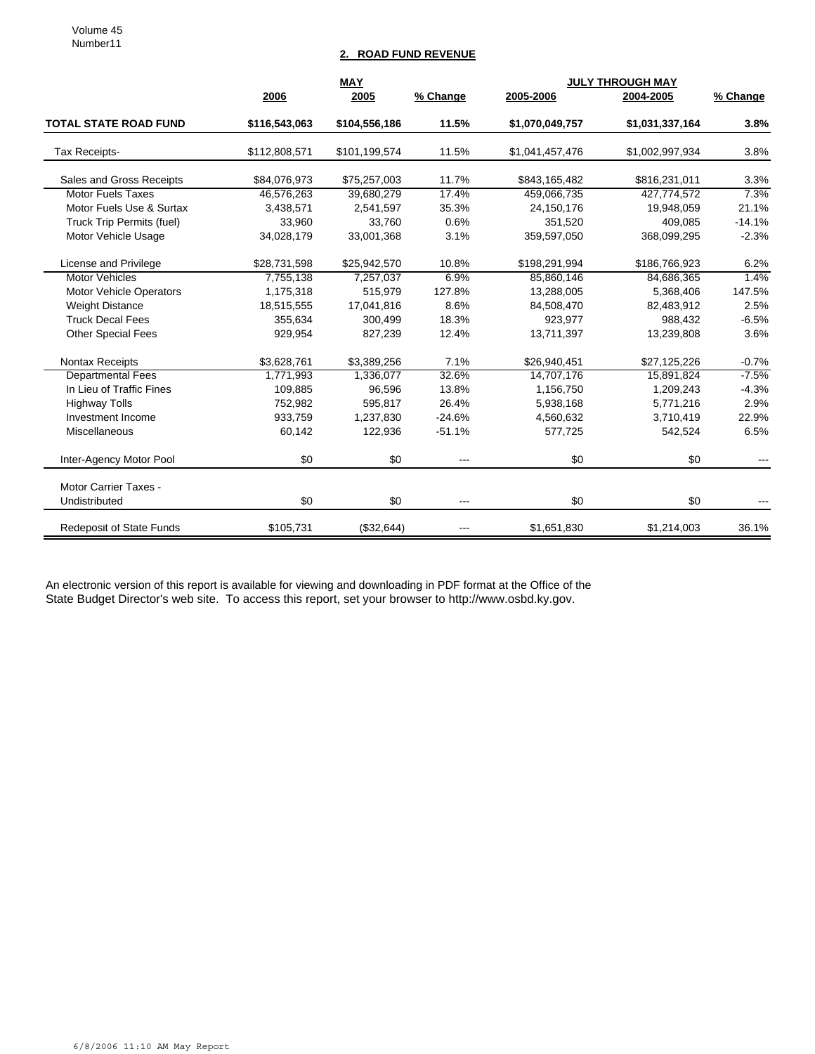## 2. ROAD FUND REVENUE

| | MAY | | | JULY THROUGH MAY | | |
|---|---|---|---|---|---|---|
| | 2006 | 2005 | % Change | 2005-2006 | 2004-2005 | % Change |
| **TOTAL STATE ROAD FUND** | **$116,543,063** | **$104,556,186** | **11.5%** | **$1,070,049,757** | **$1,031,337,164** | **3.8%** |
| Tax Receipts- | $112,808,571 | $101,199,574 | 11.5% | $1,041,457,476 | $1,002,997,934 | 3.8% |
| Sales and Gross Receipts | $84,076,973 | $75,257,003 | 11.7% | $843,165,482 | $816,231,011 | 3.3% |
| Motor Fuels Taxes | 46,576,263 | 39,680,279 | 17.4% | 459,066,735 | 427,774,572 | 7.3% |
| Motor Fuels Use & Surtax | 3,438,571 | 2,541,597 | 35.3% | 24,150,176 | 19,948,059 | 21.1% |
| Truck Trip Permits (fuel) | 33,960 | 33,760 | 0.6% | 351,520 | 409,085 | -14.1% |
| Motor Vehicle Usage | 34,028,179 | 33,001,368 | 3.1% | 359,597,050 | 368,099,295 | -2.3% |
| License and Privilege | $28,731,598 | $25,942,570 | 10.8% | $198,291,994 | $186,766,923 | 6.2% |
| Motor Vehicles | 7,755,138 | 7,257,037 | 6.9% | 85,860,146 | 84,686,365 | 1.4% |
| Motor Vehicle Operators | 1,175,318 | 515,979 | 127.8% | 13,288,005 | 5,368,406 | 147.5% |
| Weight Distance | 18,515,555 | 17,041,816 | 8.6% | 84,508,470 | 82,483,912 | 2.5% |
| Truck Decal Fees | 355,634 | 300,499 | 18.3% | 923,977 | 988,432 | -6.5% |
| Other Special Fees | 929,954 | 827,239 | 12.4% | 13,711,397 | 13,239,808 | 3.6% |
| Nontax Receipts | $3,628,761 | $3,389,256 | 7.1% | $26,940,451 | $27,125,226 | -0.7% |
| Departmental Fees | 1,771,993 | 1,336,077 | 32.6% | 14,707,176 | 15,891,824 | -7.5% |
| In Lieu of Traffic Fines | 109,885 | 96,596 | 13.8% | 1,156,750 | 1,209,243 | -4.3% |
| Highway Tolls | 752,982 | 595,817 | 26.4% | 5,938,168 | 5,771,216 | 2.9% |
| Investment Income | 933,759 | 1,237,830 | -24.6% | 4,560,632 | 3,710,419 | 22.9% |
| Miscellaneous | 60,142 | 122,936 | -51.1% | 577,725 | 542,524 | 6.5% |
| Inter-Agency Motor Pool | $0 | $0 | --- | $0 | $0 | --- |
| Motor Carrier Taxes - Undistributed | $0 | $0 | --- | $0 | $0 | --- |
| Redeposit of State Funds | $105,731 | ($32,644) | --- | $1,651,830 | $1,214,003 | 36.1% |

An electronic version of this report is available for viewing and downloading in PDF format at the Office of the State Budget Director's web site. To access this report, set your browser to http://www.osbd.ky.gov.